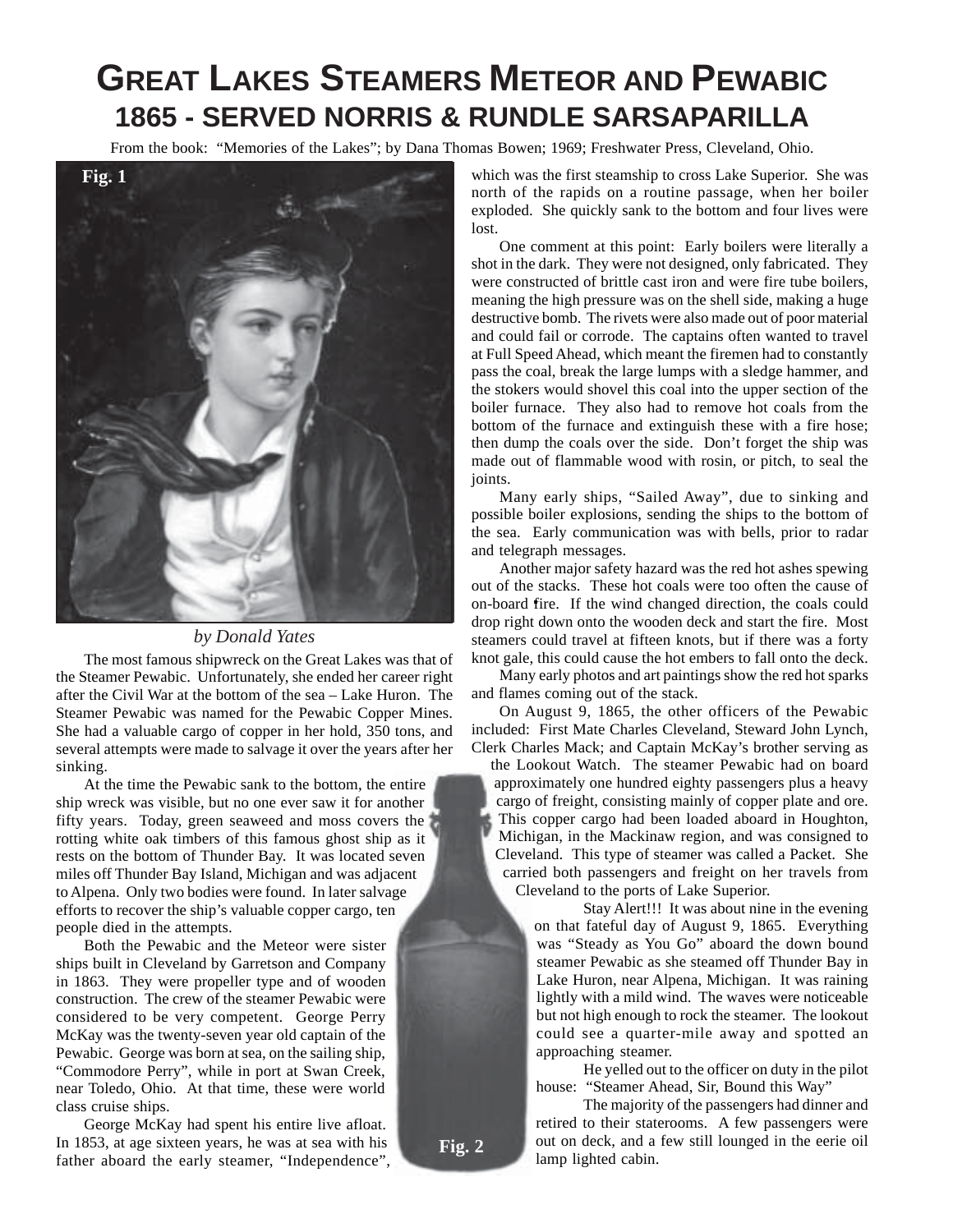# GREAT LAKES STEAMERS METEOR AND PEWABIC
## 1865 - SERVED NORRIS & RUNDLE SARSAPARILLA

From the book: "Memories of the Lakes"; by Dana Thomas Bowen; 1969; Freshwater Press, Cleveland, Ohio.

Fig. 1

*by Donald Yates*

The most famous shipwreck on the Great Lakes was that of the Steamer Pewabic. Unfortunately, she ended her career right after the Civil War at the bottom of the sea – Lake Huron. The Steamer Pewabic was named for the Pewabic Copper Mines. She had a valuable cargo of copper in her hold, 350 tons, and several attempts were made to salvage it over the years after her sinking.

At the time the Pewabic sank to the bottom, the entire ship wreck was visible, but no one ever saw it for another fifty years. Today, green seaweed and moss covers the rotting white oak timbers of this famous ghost ship as it rests on the bottom of Thunder Bay. It was located seven miles off Thunder Bay Island, Michigan and was adjacent to Alpena. Only two bodies were found. In later salvage efforts to recover the ship's valuable copper cargo, ten people died in the attempts.

Both the Pewabic and the Meteor were sister ships built in Cleveland by Garretson and Company in 1863. They were propeller type and of wooden construction. The crew of the steamer Pewabic were considered to be very competent. George Perry McKay was the twenty-seven year old captain of the Pewabic. George was born at sea, on the sailing ship, "Commodore Perry", while in port at Swan Creek, near Toledo, Ohio. At that time, these were world class cruise ships.

George McKay had spent his entire live afloat. In 1853, at age sixteen years, he was at sea with his father aboard the early steamer, "Independence", which was the first steamship to cross Lake Superior. She was north of the rapids on a routine passage, when her boiler exploded. She quickly sank to the bottom and four lives were lost.

One comment at this point: Early boilers were literally a shot in the dark. They were not designed, only fabricated. They were constructed of brittle cast iron and were fire tube boilers, meaning the high pressure was on the shell side, making a huge destructive bomb. The rivets were also made out of poor material and could fail or corrode. The captains often wanted to travel at Full Speed Ahead, which meant the firemen had to constantly pass the coal, break the large lumps with a sledge hammer, and the stokers would shovel this coal into the upper section of the boiler furnace. They also had to remove hot coals from the bottom of the furnace and extinguish these with a fire hose; then dump the coals over the side. Don't forget the ship was made out of flammable wood with rosin, or pitch, to seal the joints.

Many early ships, "Sailed Away", due to sinking and possible boiler explosions, sending the ships to the bottom of the sea. Early communication was with bells, prior to radar and telegraph messages.

Another major safety hazard was the red hot ashes spewing out of the stacks. These hot coals were too often the cause of on-board fire. If the wind changed direction, the coals could drop right down onto the wooden deck and start the fire. Most steamers could travel at fifteen knots, but if there was a forty knot gale, this could cause the hot embers to fall onto the deck.

Many early photos and art paintings show the red hot sparks and flames coming out of the stack.

On August 9, 1865, the other officers of the Pewabic included: First Mate Charles Cleveland, Steward John Lynch, Clerk Charles Mack; and Captain McKay's brother serving as the Lookout Watch. The steamer Pewabic had on board approximately one hundred eighty passengers plus a heavy cargo of freight, consisting mainly of copper plate and ore. This copper cargo had been loaded aboard in Houghton, Michigan, in the Mackinaw region, and was consigned to Cleveland. This type of steamer was called a Packet. She carried both passengers and freight on her travels from Cleveland to the ports of Lake Superior.

Stay Alert!!! It was about nine in the evening on that fateful day of August 9, 1865. Everything was "Steady as You Go" aboard the down bound steamer Pewabic as she steamed off Thunder Bay in Lake Huron, near Alpena, Michigan. It was raining lightly with a mild wind. The waves were noticeable but not high enough to rock the steamer. The lookout could see a quarter-mile away and spotted an approaching steamer.

He yelled out to the officer on duty in the pilot house: "Steamer Ahead, Sir, Bound this Way"

The majority of the passengers had dinner and retired to their staterooms. A few passengers were out on deck, and a few still lounged in the eerie oil lamp lighted cabin.

Fig. 2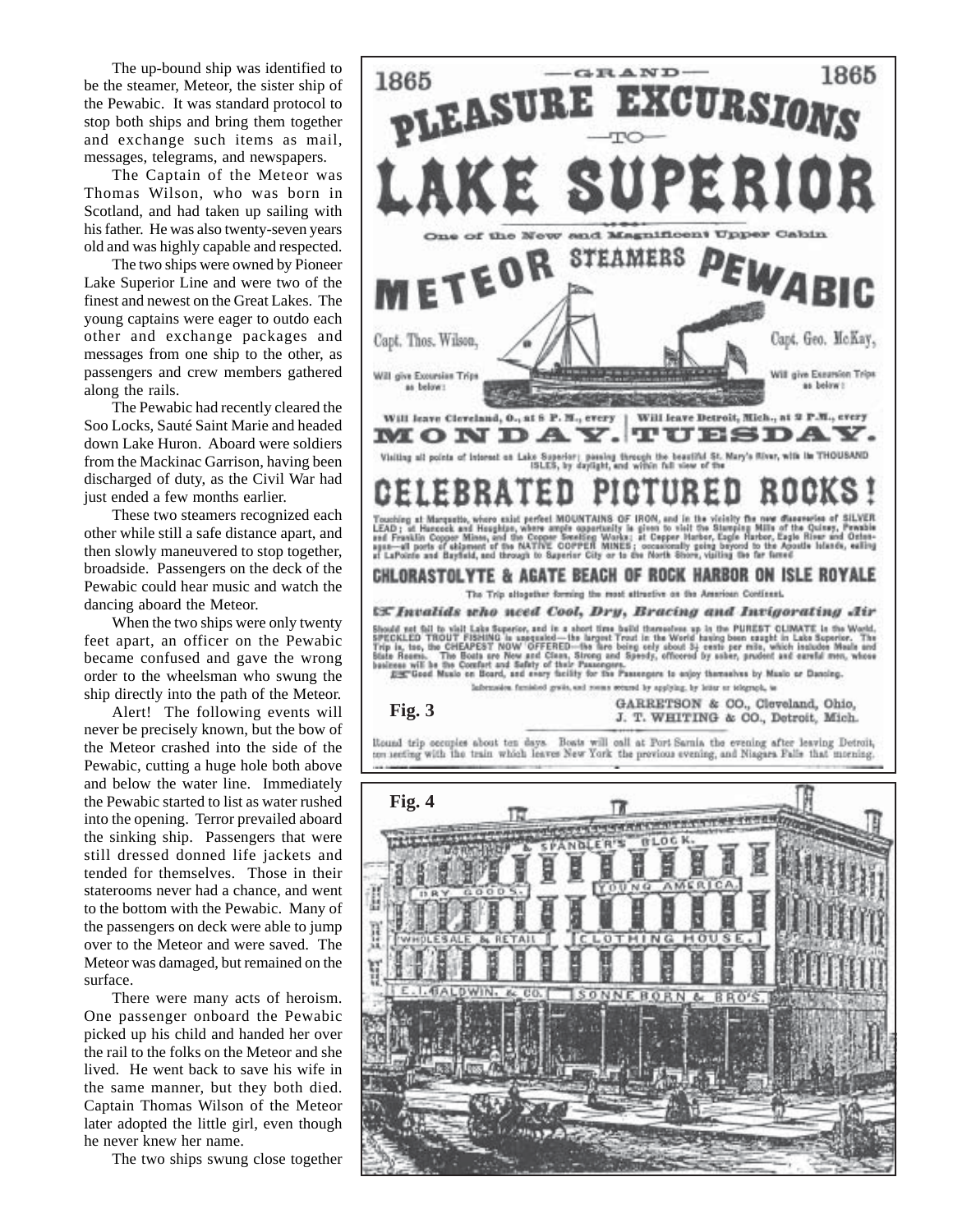The up-bound ship was identified to be the steamer, Meteor, the sister ship of the Pewabic. It was standard protocol to stop both ships and bring them together and exchange such items as mail, messages, telegrams, and newspapers.

The Captain of the Meteor was Thomas Wilson, who was born in Scotland, and had taken up sailing with his father. He was also twenty-seven years old and was highly capable and respected.

The two ships were owned by Pioneer Lake Superior Line and were two of the finest and newest on the Great Lakes. The young captains were eager to outdo each other and exchange packages and messages from one ship to the other, as passengers and crew members gathered along the rails.

The Pewabic had recently cleared the Soo Locks, Sauté Saint Marie and headed down Lake Huron. Aboard were soldiers from the Mackinac Garrison, having been discharged of duty, as the Civil War had just ended a few months earlier.

These two steamers recognized each other while still a safe distance apart, and then slowly maneuvered to stop together, broadside. Passengers on the deck of the Pewabic could hear music and watch the dancing aboard the Meteor.

When the two ships were only twenty feet apart, an officer on the Pewabic became confused and gave the wrong order to the wheelsman who swung the ship directly into the path of the Meteor.

Alert! The following events will never be precisely known, but the bow of the Meteor crashed into the side of the Pewabic, cutting a huge hole both above and below the water line. Immediately the Pewabic started to list as water rushed into the opening. Terror prevailed aboard the sinking ship. Passengers that were still dressed donned life jackets and tended for themselves. Those in their staterooms never had a chance, and went to the bottom with the Pewabic. Many of the passengers on deck were able to jump over to the Meteor and were saved. The Meteor was damaged, but remained on the surface.

There were many acts of heroism. One passenger onboard the Pewabic picked up his child and handed her over the rail to the folks on the Meteor and she lived. He went back to save his wife in the same manner, but they both died. Captain Thomas Wilson of the Meteor later adopted the little girl, even though he never knew her name.

The two ships swung close together

1865 —GRAND— 1865

# PLEASURE EXCURSIONS —TO— LAKE SUPERIOR

One of the New and Magnificent Upper Cabin

METEOR STEAMERS PEWABIC

Capt. Thos. Wilson, Will give Excursion Trips as below: | Capt. Geo. McKay, Will give Excursion Trips as below:

Will leave Cleveland, O., at 8 P. M., every **MONDAY.** | Will leave Detroit, Mich., at 2 P.M., every **TUESDAY.**

Visiting all points of interest on Lake Superior; passing through the beautiful St. Mary's River, with its THOUSAND ISLES, by daylight, and within full view of the

## CELEBRATED PICTURED ROCKS!

Touching at Marquette, where exist perfect MOUNTAINS OF IRON, and in the vicinity the new discoveries of SILVER LEAD; at Hancock and Houghton, where ample opportunity is given to visit the Stamping Mills of the Quincy, Pewabic and Franklin Copper Mines, and the Copper Smelting Works; at Copper Harbor, Eagle Harbor, Eagle River and Ontonagon—all ports of shipment of the NATIVE COPPER MINES; occasionally going beyond to the Apostle Islands, calling at LaPointe and Bayfield, and through to Superior City or to the North Shore, visiting the far famed

## CHLORASTOLYTE & AGATE BEACH OF ROCK HARBOR ON ISLE ROYALE

The Trip altogether forming the most attractive on the American Continent.

***Invalids who need Cool, Dry, Bracing and Invigorating Air***

Should not fail to visit Lake Superior, and in a short time build themselves up in the PUREST CLIMATE in the World. SPECKLED TROUT FISHING is unequaled—the largest Trout in the World having been caught in Lake Superior. The Trip is, too, the CHEAPEST NOW OFFERED—the fare being only about 3½ cents per mile, which includes Meals and State Rooms. The Boats are New and Clean, Strong and Speedy, officered by sober, prudent and careful men, whose business will be the Comfort and Safety of their Passengers.

Good Music on Board, and every facility for the Passengers to enjoy themselves by Music or Dancing.

Information furnished gratis, and rooms secured by applying, by letter or telegraph, to

GARRETSON & CO., Cleveland, Ohio,
J. T. WHITING & CO., Detroit, Mich.

Round trip occupies about ten days. Boats will call at Port Sarnia the evening after leaving Detroit, connecting with the train which leaves New York the previous evening, and Niagara Falls that morning.

**Fig. 3**

**Fig. 4**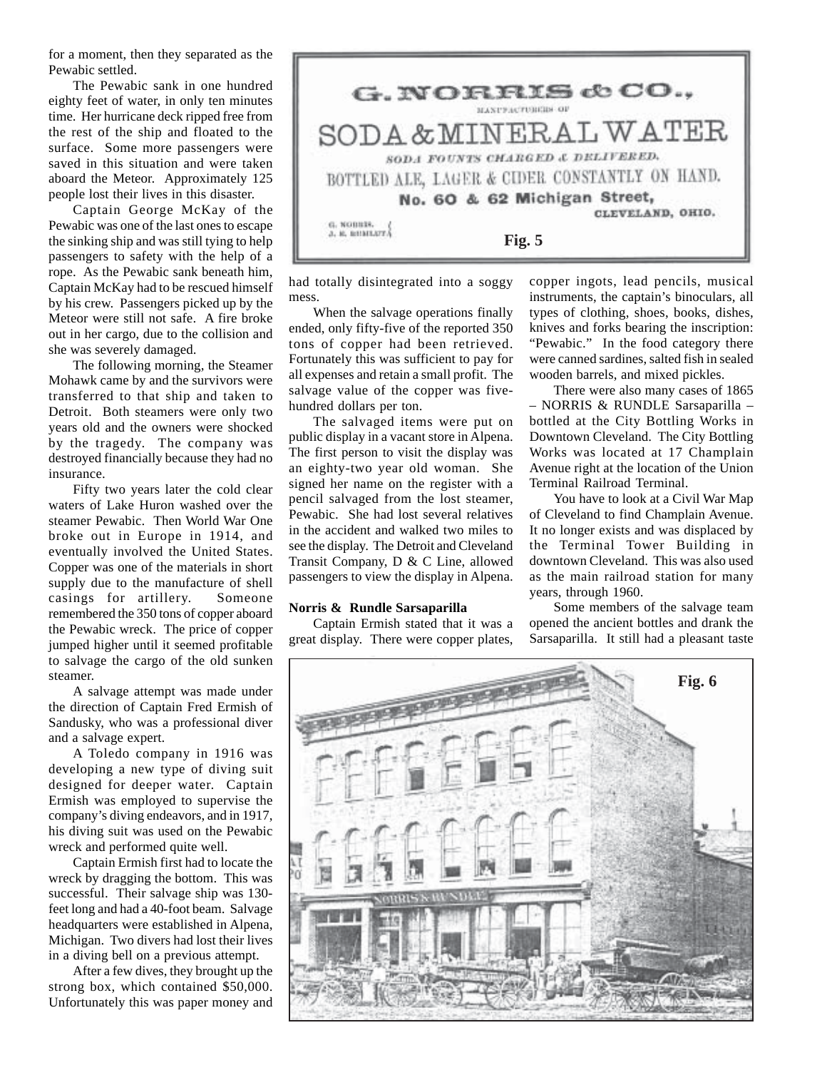for a moment, then they separated as the Pewabic settled.

The Pewabic sank in one hundred eighty feet of water, in only ten minutes time. Her hurricane deck ripped free from the rest of the ship and floated to the surface. Some more passengers were saved in this situation and were taken aboard the Meteor. Approximately 125 people lost their lives in this disaster.

Captain George McKay of the Pewabic was one of the last ones to escape the sinking ship and was still tying to help passengers to safety with the help of a rope. As the Pewabic sank beneath him, Captain McKay had to be rescued himself by his crew. Passengers picked up by the Meteor were still not safe. A fire broke out in her cargo, due to the collision and she was severely damaged.

The following morning, the Steamer Mohawk came by and the survivors were transferred to that ship and taken to Detroit. Both steamers were only two years old and the owners were shocked by the tragedy. The company was destroyed financially because they had no insurance.

Fifty two years later the cold clear waters of Lake Huron washed over the steamer Pewabic. Then World War One broke out in Europe in 1914, and eventually involved the United States. Copper was one of the materials in short supply due to the manufacture of shell casings for artillery. Someone remembered the 350 tons of copper aboard the Pewabic wreck. The price of copper jumped higher until it seemed profitable to salvage the cargo of the old sunken steamer.

A salvage attempt was made under the direction of Captain Fred Ermish of Sandusky, who was a professional diver and a salvage expert.

A Toledo company in 1916 was developing a new type of diving suit designed for deeper water. Captain Ermish was employed to supervise the company's diving endeavors, and in 1917, his diving suit was used on the Pewabic wreck and performed quite well.

Captain Ermish first had to locate the wreck by dragging the bottom. This was successful. Their salvage ship was 130-feet long and had a 40-foot beam. Salvage headquarters were established in Alpena, Michigan. Two divers had lost their lives in a diving bell on a previous attempt.

After a few dives, they brought up the strong box, which contained $50,000. Unfortunately this was paper money and had totally disintegrated into a soggy mess.

When the salvage operations finally ended, only fifty-five of the reported 350 tons of copper had been retrieved. Fortunately this was sufficient to pay for all expenses and retain a small profit. The salvage value of the copper was five-hundred dollars per ton.

The salvaged items were put on public display in a vacant store in Alpena. The first person to visit the display was an eighty-two year old woman. She signed her name on the register with a pencil salvaged from the lost steamer, Pewabic. She had lost several relatives in the accident and walked two miles to see the display. The Detroit and Cleveland Transit Company, D & C Line, allowed passengers to view the display in Alpena.

G. NORRIS & CO.,
MANUFACTURERS OF
SODA & MINERAL WATER
SODA FOUNTS CHARGED & DELIVERED.
BOTTLED ALE, LAGER & CIDER CONSTANTLY ON HAND.
No. 60 & 62 Michigan Street,
CLEVELAND, OHIO.
G. NORRIS.
J. K. RUNDLE

**Fig. 5**

### Norris & Rundle Sarsaparilla

Captain Ermish stated that it was a great display. There were copper plates, copper ingots, lead pencils, musical instruments, the captain's binoculars, all types of clothing, shoes, books, dishes, knives and forks bearing the inscription: "Pewabic." In the food category there were canned sardines, salted fish in sealed wooden barrels, and mixed pickles.

There were also many cases of 1865 – NORRIS & RUNDLE Sarsaparilla – bottled at the City Bottling Works in Downtown Cleveland. The City Bottling Works was located at 17 Champlain Avenue right at the location of the Union Terminal Railroad Terminal.

You have to look at a Civil War Map of Cleveland to find Champlain Avenue. It no longer exists and was displaced by the Terminal Tower Building in downtown Cleveland. This was also used as the main railroad station for many years, through 1960.

Some members of the salvage team opened the ancient bottles and drank the Sarsaparilla. It still had a pleasant taste

**Fig. 6**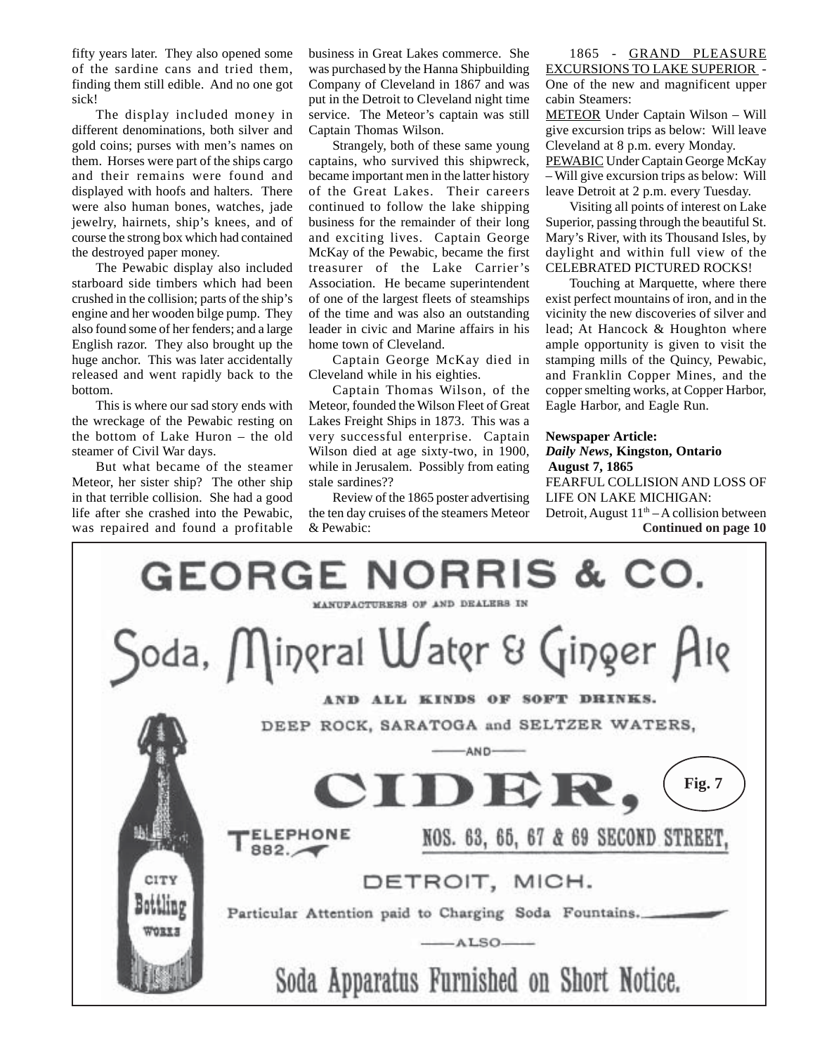fifty years later. They also opened some of the sardine cans and tried them, finding them still edible. And no one got sick!

The display included money in different denominations, both silver and gold coins; purses with men's names on them. Horses were part of the ships cargo and their remains were found and displayed with hoofs and halters. There were also human bones, watches, jade jewelry, hairnets, ship's knees, and of course the strong box which had contained the destroyed paper money.

The Pewabic display also included starboard side timbers which had been crushed in the collision; parts of the ship's engine and her wooden bilge pump. They also found some of her fenders; and a large English razor. They also brought up the huge anchor. This was later accidentally released and went rapidly back to the bottom.

This is where our sad story ends with the wreckage of the Pewabic resting on the bottom of Lake Huron – the old steamer of Civil War days.

But what became of the steamer Meteor, her sister ship? The other ship in that terrible collision. She had a good life after she crashed into the Pewabic, was repaired and found a profitable business in Great Lakes commerce. She was purchased by the Hanna Shipbuilding Company of Cleveland in 1867 and was put in the Detroit to Cleveland night time service. The Meteor's captain was still Captain Thomas Wilson.

Strangely, both of these same young captains, who survived this shipwreck, became important men in the latter history of the Great Lakes. Their careers continued to follow the lake shipping business for the remainder of their long and exciting lives. Captain George McKay of the Pewabic, became the first treasurer of the Lake Carrier's Association. He became superintendent of one of the largest fleets of steamships of the time and was also an outstanding leader in civic and Marine affairs in his home town of Cleveland.

Captain George McKay died in Cleveland while in his eighties.

Captain Thomas Wilson, of the Meteor, founded the Wilson Fleet of Great Lakes Freight Ships in 1873. This was a very successful enterprise. Captain Wilson died at age sixty-two, in 1900, while in Jerusalem. Possibly from eating stale sardines??

Review of the 1865 poster advertising the ten day cruises of the steamers Meteor & Pewabic:

1865 - GRAND PLEASURE EXCURSIONS TO LAKE SUPERIOR - One of the new and magnificent upper cabin Steamers:

METEOR Under Captain Wilson – Will give excursion trips as below: Will leave Cleveland at 8 p.m. every Monday.

PEWABIC Under Captain George McKay – Will give excursion trips as below: Will leave Detroit at 2 p.m. every Tuesday.

Visiting all points of interest on Lake Superior, passing through the beautiful St. Mary's River, with its Thousand Isles, by daylight and within full view of the CELEBRATED PICTURED ROCKS!

Touching at Marquette, where there exist perfect mountains of iron, and in the vicinity the new discoveries of silver and lead; At Hancock & Houghton where ample opportunity is given to visit the stamping mills of the Quincy, Pewabic, and Franklin Copper Mines, and the copper smelting works, at Copper Harbor, Eagle Harbor, and Eagle Run.

**Newspaper Article:**
***Daily News*, Kingston, Ontario**
**August 7, 1865**
FEARFUL COLLISION AND LOSS OF LIFE ON LAKE MICHIGAN:
Detroit, August 11th – A collision between

**Continued on page 10**

GEORGE NORRIS & CO.

MANUFACTURERS OF AND DEALERS IN

Soda, Mineral Water & Ginger Ale

AND ALL KINDS OF SOFT DRINKS.

DEEP ROCK, SARATOGA and SELTZER WATERS,

—AND—

CIDER,

TELEPHONE 882.

NOS. 63, 65, 67 & 69 SECOND STREET,

DETROIT, MICH.

Particular Attention paid to Charging Soda Fountains.

—ALSO—

Soda Apparatus Furnished on Short Notice.

CITY Bottling WORKS

Fig. 7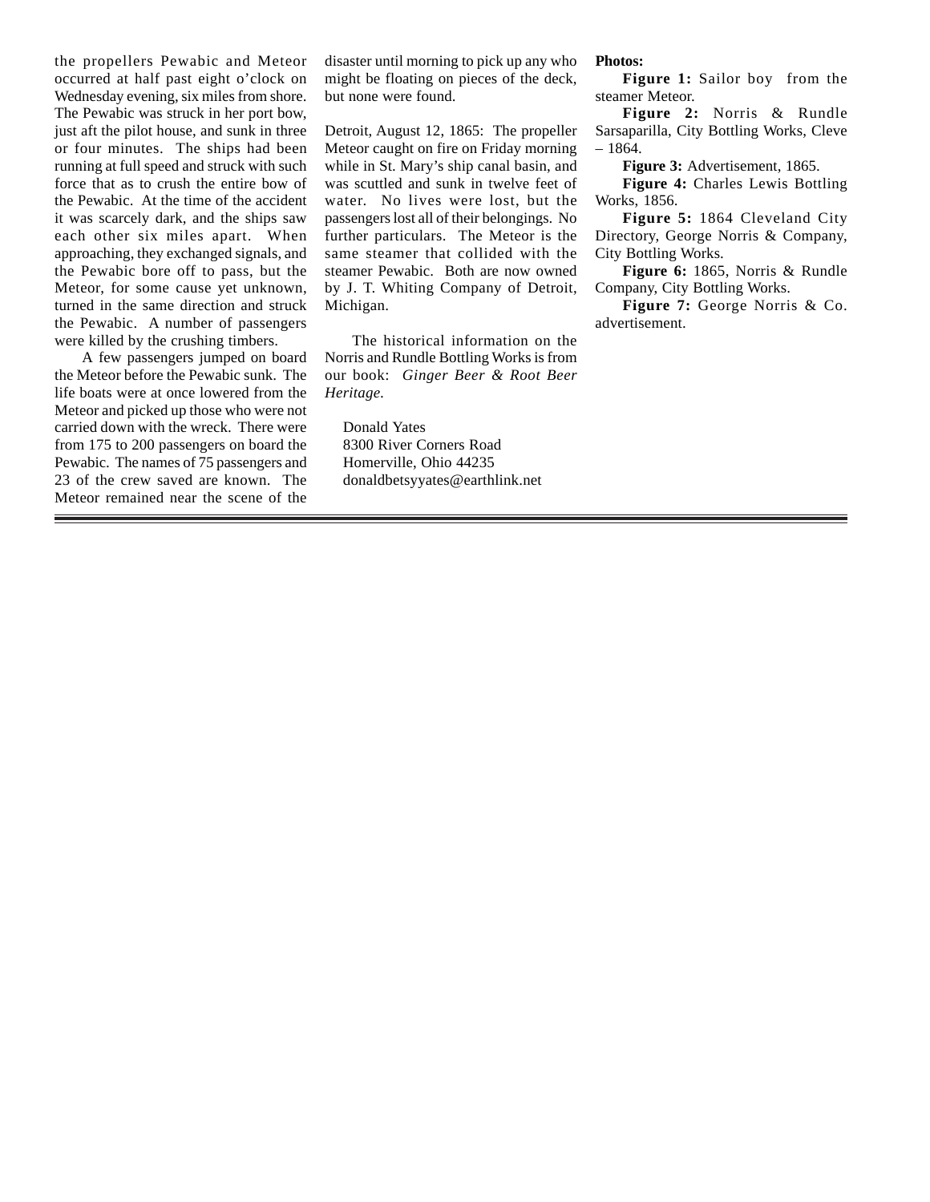the propellers Pewabic and Meteor occurred at half past eight o'clock on Wednesday evening, six miles from shore. The Pewabic was struck in her port bow, just aft the pilot house, and sunk in three or four minutes. The ships had been running at full speed and struck with such force that as to crush the entire bow of the Pewabic. At the time of the accident it was scarcely dark, and the ships saw each other six miles apart. When approaching, they exchanged signals, and the Pewabic bore off to pass, but the Meteor, for some cause yet unknown, turned in the same direction and struck the Pewabic. A number of passengers were killed by the crushing timbers.

A few passengers jumped on board the Meteor before the Pewabic sunk. The life boats were at once lowered from the Meteor and picked up those who were not carried down with the wreck. There were from 175 to 200 passengers on board the Pewabic. The names of 75 passengers and 23 of the crew saved are known. The Meteor remained near the scene of the disaster until morning to pick up any who might be floating on pieces of the deck, but none were found.

Detroit, August 12, 1865: The propeller Meteor caught on fire on Friday morning while in St. Mary's ship canal basin, and was scuttled and sunk in twelve feet of water. No lives were lost, but the passengers lost all of their belongings. No further particulars. The Meteor is the same steamer that collided with the steamer Pewabic. Both are now owned by J. T. Whiting Company of Detroit, Michigan.

The historical information on the Norris and Rundle Bottling Works is from our book: *Ginger Beer & Root Beer Heritage.*

Donald Yates
8300 River Corners Road
Homerville, Ohio 44235
donaldbetsyyates@earthlink.net

**Photos:**

**Figure 1:** Sailor boy from the steamer Meteor.

**Figure 2:** Norris & Rundle Sarsaparilla, City Bottling Works, Cleve – 1864.

**Figure 3:** Advertisement, 1865.

**Figure 4:** Charles Lewis Bottling Works, 1856.

**Figure 5:** 1864 Cleveland City Directory, George Norris & Company, City Bottling Works.

**Figure 6:** 1865, Norris & Rundle Company, City Bottling Works.

**Figure 7:** George Norris & Co. advertisement.